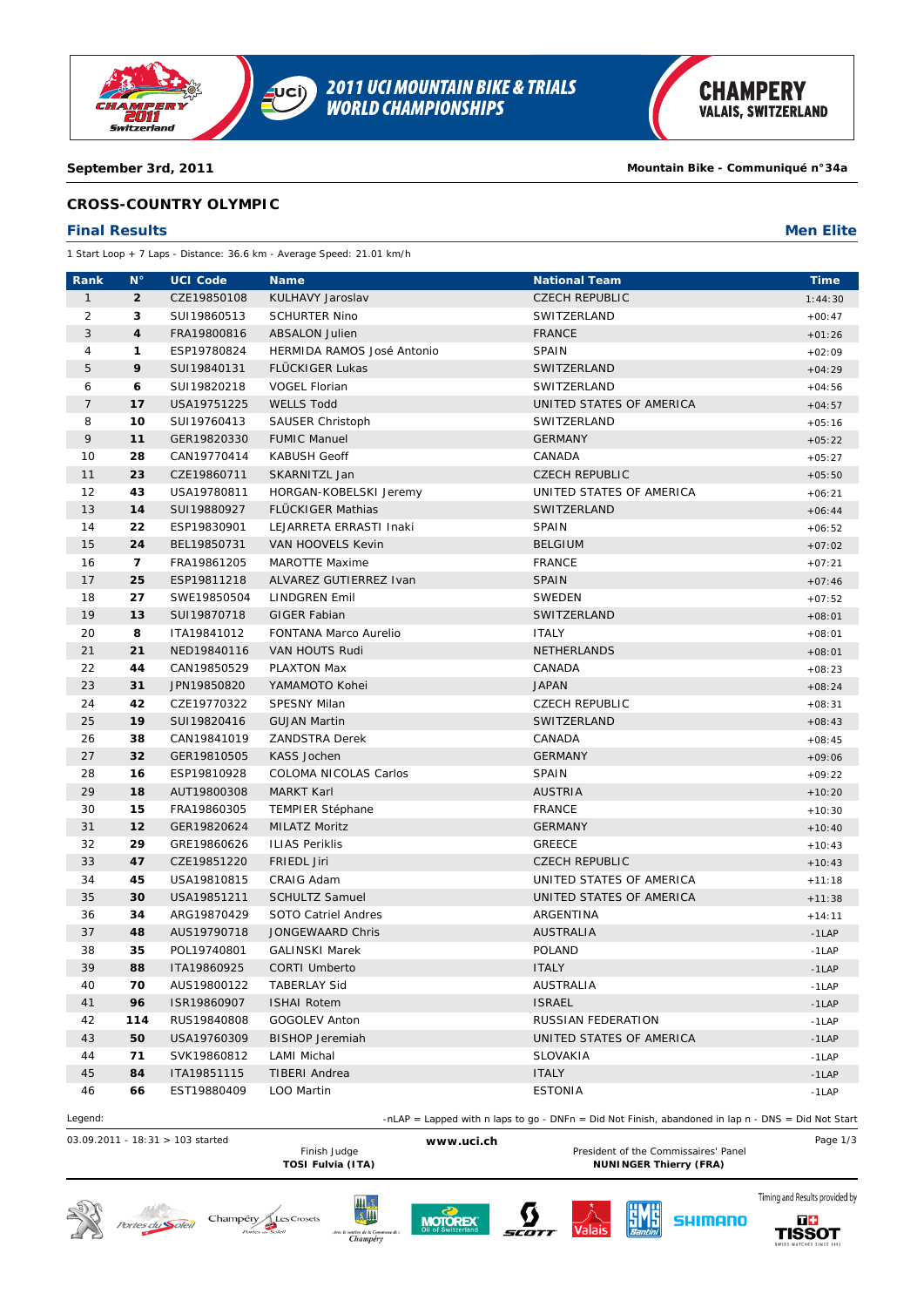2011 UCI MOUNTAIN BIKE & TRIALS WORLD CHAMPIONSHIPS

CHAMPERY VALAIS, SWITZERLAND

**September 3rd, 2011** | **Mountain Bike - Communiqué n°34a**

## CROSS-COUNTRY OLYMPIC

### Final Results

**Men Elite**

1 Start Loop + 7 Laps - Distance: 36.6 km - Average Speed: 21.01 km/h

| Rank | N° | UCI Code | Name | National Team | Time |
|---|---|---|---|---|---|
| 1 | 2 | CZE19850108 | KULHAVY Jaroslav | CZECH REPUBLIC | 1:44:30 |
| 2 | 3 | SUI19860513 | SCHURTER Nino | SWITZERLAND | +00:47 |
| 3 | 4 | FRA19800816 | ABSALON Julien | FRANCE | +01:26 |
| 4 | 1 | ESP19780824 | HERMIDA RAMOS José Antonio | SPAIN | +02:09 |
| 5 | 9 | SUI19840131 | FLÜCKIGER Lukas | SWITZERLAND | +04:29 |
| 6 | 6 | SUI19820218 | VOGEL Florian | SWITZERLAND | +04:56 |
| 7 | 17 | USA19751225 | WELLS Todd | UNITED STATES OF AMERICA | +04:57 |
| 8 | 10 | SUI19760413 | SAUSER Christoph | SWITZERLAND | +05:16 |
| 9 | 11 | GER19820330 | FUMIC Manuel | GERMANY | +05:22 |
| 10 | 28 | CAN19770414 | KABUSH Geoff | CANADA | +05:27 |
| 11 | 23 | CZE19860711 | SKARNITZL Jan | CZECH REPUBLIC | +05:50 |
| 12 | 43 | USA19780811 | HORGAN-KOBELSKI Jeremy | UNITED STATES OF AMERICA | +06:21 |
| 13 | 14 | SUI19880927 | FLÜCKIGER Mathias | SWITZERLAND | +06:44 |
| 14 | 22 | ESP19830901 | LEJARRETA ERRASTI Inaki | SPAIN | +06:52 |
| 15 | 24 | BEL19850731 | VAN HOOVELS Kevin | BELGIUM | +07:02 |
| 16 | 7 | FRA19861205 | MAROTTE Maxime | FRANCE | +07:21 |
| 17 | 25 | ESP19811218 | ALVAREZ GUTIERREZ Ivan | SPAIN | +07:46 |
| 18 | 27 | SWE19850504 | LINDGREN Emil | SWEDEN | +07:52 |
| 19 | 13 | SUI19870718 | GIGER Fabian | SWITZERLAND | +08:01 |
| 20 | 8 | ITA19841012 | FONTANA Marco Aurelio | ITALY | +08:01 |
| 21 | 21 | NED19840116 | VAN HOUTS Rudi | NETHERLANDS | +08:01 |
| 22 | 44 | CAN19850529 | PLAXTON Max | CANADA | +08:23 |
| 23 | 31 | JPN19850820 | YAMAMOTO Kohei | JAPAN | +08:24 |
| 24 | 42 | CZE19770322 | SPESNY Milan | CZECH REPUBLIC | +08:31 |
| 25 | 19 | SUI19820416 | GUJAN Martin | SWITZERLAND | +08:43 |
| 26 | 38 | CAN19841019 | ZANDSTRA Derek | CANADA | +08:45 |
| 27 | 32 | GER19810505 | KASS Jochen | GERMANY | +09:06 |
| 28 | 16 | ESP19810928 | COLOMA NICOLAS Carlos | SPAIN | +09:22 |
| 29 | 18 | AUT19800308 | MARKT Karl | AUSTRIA | +10:20 |
| 30 | 15 | FRA19860305 | TEMPIER Stéphane | FRANCE | +10:30 |
| 31 | 12 | GER19820624 | MILATZ Moritz | GERMANY | +10:40 |
| 32 | 29 | GRE19860626 | ILIAS Periklis | GREECE | +10:43 |
| 33 | 47 | CZE19851220 | FRIEDL Jiri | CZECH REPUBLIC | +10:43 |
| 34 | 45 | USA19810815 | CRAIG Adam | UNITED STATES OF AMERICA | +11:18 |
| 35 | 30 | USA19851211 | SCHULTZ Samuel | UNITED STATES OF AMERICA | +11:38 |
| 36 | 34 | ARG19870429 | SOTO Catriel Andres | ARGENTINA | +14:11 |
| 37 | 48 | AUS19790718 | JONGEWAARD Chris | AUSTRALIA | -1LAP |
| 38 | 35 | POL19740801 | GALINSKI Marek | POLAND | -1LAP |
| 39 | 88 | ITA19860925 | CORTI Umberto | ITALY | -1LAP |
| 40 | 70 | AUS19800122 | TABERLAY Sid | AUSTRALIA | -1LAP |
| 41 | 96 | ISR19860907 | ISHAI Rotem | ISRAEL | -1LAP |
| 42 | 114 | RUS19840808 | GOGOLEV Anton | RUSSIAN FEDERATION | -1LAP |
| 43 | 50 | USA19760309 | BISHOP Jeremiah | UNITED STATES OF AMERICA | -1LAP |
| 44 | 71 | SVK19860812 | LAMI Michal | SLOVAKIA | -1LAP |
| 45 | 84 | ITA19851115 | TIBERI Andrea | ITALY | -1LAP |
| 46 | 66 | EST19880409 | LOO Martin | ESTONIA | -1LAP |

Legend: -nLAP = Lapped with n laps to go - DNFn = Did Not Finish, abandoned in lap n - DNS = Did Not Start

03.09.2011 - 18:31 > 103 started

Finish Judge **TOSI Fulvia (ITA)**

www.uci.ch

President of the Commissaires' Panel **NUNINGER Thierry (FRA)**

Timing and Results provided by TISSOT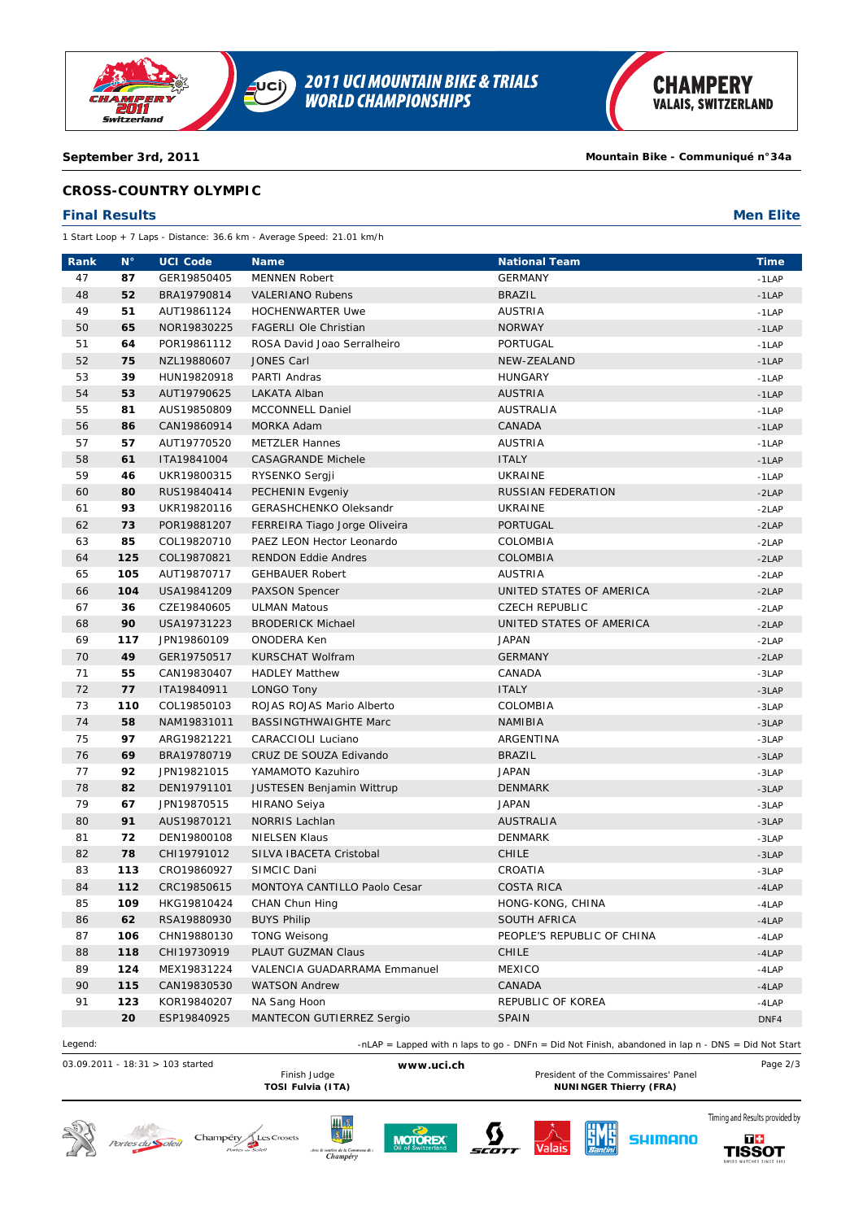**September 3rd, 2011** **Mountain Bike - Communiqué n°34a**

## CROSS-COUNTRY OLYMPIC

### Final Results

**Men Elite**

1 Start Loop + 7 Laps - Distance: 36.6 km - Average Speed: 21.01 km/h

| Rank | N° | UCI Code | Name | National Team | Time |
|---|---|---|---|---|---|
| 47 | **87** | GER19850405 | MENNEN Robert | GERMANY | -1LAP |
| 48 | **52** | BRA19790814 | VALERIANO Rubens | BRAZIL | -1LAP |
| 49 | **51** | AUT19861124 | HOCHENWARTER Uwe | AUSTRIA | -1LAP |
| 50 | **65** | NOR19830225 | FAGERLI Ole Christian | NORWAY | -1LAP |
| 51 | **64** | POR19861112 | ROSA David Joao Serralheiro | PORTUGAL | -1LAP |
| 52 | **75** | NZL19880607 | JONES Carl | NEW-ZEALAND | -1LAP |
| 53 | **39** | HUN19820918 | PARTI Andras | HUNGARY | -1LAP |
| 54 | **53** | AUT19790625 | LAKATA Alban | AUSTRIA | -1LAP |
| 55 | **81** | AUS19850809 | MCCONNELL Daniel | AUSTRALIA | -1LAP |
| 56 | **86** | CAN19860914 | MORKA Adam | CANADA | -1LAP |
| 57 | **57** | AUT19770520 | METZLER Hannes | AUSTRIA | -1LAP |
| 58 | **61** | ITA19841004 | CASAGRANDE Michele | ITALY | -1LAP |
| 59 | **46** | UKR19800315 | RYSENKO Sergji | UKRAINE | -1LAP |
| 60 | **80** | RUS19840414 | PECHENIN Evgeniy | RUSSIAN FEDERATION | -2LAP |
| 61 | **93** | UKR19820116 | GERASHCHENKO Oleksandr | UKRAINE | -2LAP |
| 62 | **73** | POR19881207 | FERREIRA Tiago Jorge Oliveira | PORTUGAL | -2LAP |
| 63 | **85** | COL19820710 | PAEZ LEON Hector Leonardo | COLOMBIA | -2LAP |
| 64 | **125** | COL19870821 | RENDON Eddie Andres | COLOMBIA | -2LAP |
| 65 | **105** | AUT19870717 | GEHBAUER Robert | AUSTRIA | -2LAP |
| 66 | **104** | USA19841209 | PAXSON Spencer | UNITED STATES OF AMERICA | -2LAP |
| 67 | **36** | CZE19840605 | ULMAN Matous | CZECH REPUBLIC | -2LAP |
| 68 | **90** | USA19731223 | BRODERICK Michael | UNITED STATES OF AMERICA | -2LAP |
| 69 | **117** | JPN19860109 | ONODERA Ken | JAPAN | -2LAP |
| 70 | **49** | GER19750517 | KURSCHAT Wolfram | GERMANY | -2LAP |
| 71 | **55** | CAN19830407 | HADLEY Matthew | CANADA | -3LAP |
| 72 | **77** | ITA19840911 | LONGO Tony | ITALY | -3LAP |
| 73 | **110** | COL19850103 | ROJAS ROJAS Mario Alberto | COLOMBIA | -3LAP |
| 74 | **58** | NAM19831011 | BASSINGTHWAIGHTE Marc | NAMIBIA | -3LAP |
| 75 | **97** | ARG19821221 | CARACCIOLI Luciano | ARGENTINA | -3LAP |
| 76 | **69** | BRA19780719 | CRUZ DE SOUZA Edivando | BRAZIL | -3LAP |
| 77 | **92** | JPN19821015 | YAMAMOTO Kazuhiro | JAPAN | -3LAP |
| 78 | **82** | DEN19791101 | JUSTESEN Benjamin Wittrup | DENMARK | -3LAP |
| 79 | **67** | JPN19870515 | HIRANO Seiya | JAPAN | -3LAP |
| 80 | **91** | AUS19870121 | NORRIS Lachlan | AUSTRALIA | -3LAP |
| 81 | **72** | DEN19800108 | NIELSEN Klaus | DENMARK | -3LAP |
| 82 | **78** | CHI19791012 | SILVA IBACETA Cristobal | CHILE | -3LAP |
| 83 | **113** | CRO19860927 | SIMCIC Dani | CROATIA | -3LAP |
| 84 | **112** | CRC19850615 | MONTOYA CANTILLO Paolo Cesar | COSTA RICA | -4LAP |
| 85 | **109** | HKG19810424 | CHAN Chun Hing | HONG-KONG, CHINA | -4LAP |
| 86 | **62** | RSA19880930 | BUYS Philip | SOUTH AFRICA | -4LAP |
| 87 | **106** | CHN19880130 | TONG Weisong | PEOPLE'S REPUBLIC OF CHINA | -4LAP |
| 88 | **118** | CHI19730919 | PLAUT GUZMAN Claus | CHILE | -4LAP |
| 89 | **124** | MEX19831224 | VALENCIA GUADARRAMA Emmanuel | MEXICO | -4LAP |
| 90 | **115** | CAN19830530 | WATSON Andrew | CANADA | -4LAP |
| 91 | **123** | KOR19840207 | NA Sang Hoon | REPUBLIC OF KOREA | -4LAP |
| | **20** | ESP19840925 | MANTECON GUTIERREZ Sergio | SPAIN | DNF4 |

Legend: -nLAP = Lapped with n laps to go - DNFn = Did Not Finish, abandoned in lap n - DNS = Did Not Start

03.09.2011 - 18:31 > 103 started

Finish Judge
**TOSI Fulvia (ITA)**

President of the Commissaires' Panel
**NUNINGER Thierry (FRA)**

Timing and Results provided by TISSOT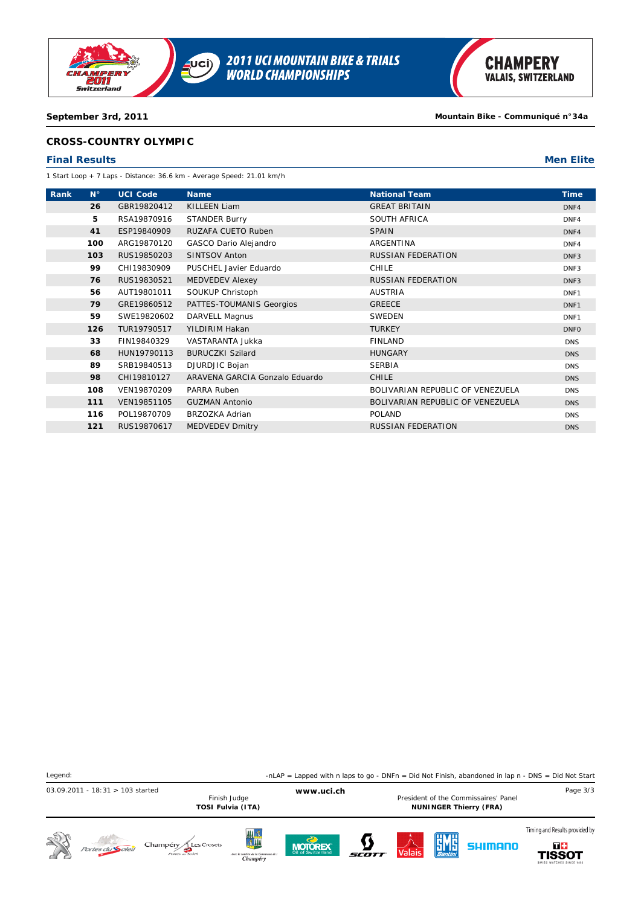September 3rd, 2011 — Mountain Bike - Communiqué n°34a

## CROSS-COUNTRY OLYMPIC

### Final Results — Men Elite

1 Start Loop + 7 Laps - Distance: 36.6 km - Average Speed: 21.01 km/h

| Rank | N° | UCI Code | Name | National Team | Time |
|---|---|---|---|---|---|
| | 26 | GBR19820412 | KILLEEN Liam | GREAT BRITAIN | DNF4 |
| | 5 | RSA19870916 | STANDER Burry | SOUTH AFRICA | DNF4 |
| | 41 | ESP19840909 | RUZAFA CUETO Ruben | SPAIN | DNF4 |
| | 100 | ARG19870120 | GASCO Dario Alejandro | ARGENTINA | DNF4 |
| | 103 | RUS19850203 | SINTSOV Anton | RUSSIAN FEDERATION | DNF3 |
| | 99 | CHI19830909 | PUSCHEL Javier Eduardo | CHILE | DNF3 |
| | 76 | RUS19830521 | MEDVEDEV Alexey | RUSSIAN FEDERATION | DNF3 |
| | 56 | AUT19801011 | SOUKUP Christoph | AUSTRIA | DNF1 |
| | 79 | GRE19860512 | PATTES-TOUMANIS Georgios | GREECE | DNF1 |
| | 59 | SWE19820602 | DARVELL Magnus | SWEDEN | DNF1 |
| | 126 | TUR19790517 | YILDIRIM Hakan | TURKEY | DNF0 |
| | 33 | FIN19840329 | VASTARANTA Jukka | FINLAND | DNS |
| | 68 | HUN19790113 | BURUCZKI Szilard | HUNGARY | DNS |
| | 89 | SRB19840513 | DJURDJIC Bojan | SERBIA | DNS |
| | 98 | CHI19810127 | ARAVENA GARCIA Gonzalo Eduardo | CHILE | DNS |
| | 108 | VEN19870209 | PARRA Ruben | BOLIVARIAN REPUBLIC OF VENEZUELA | DNS |
| | 111 | VEN19851105 | GUZMAN Antonio | BOLIVARIAN REPUBLIC OF VENEZUELA | DNS |
| | 116 | POL19870709 | BRZOZKA Adrian | POLAND | DNS |
| | 121 | RUS19870617 | MEDVEDEV Dmitry | RUSSIAN FEDERATION | DNS |

Legend: -nLAP = Lapped with n laps to go - DNFn = Did Not Finish, abandoned in lap n - DNS = Did Not Start

03.09.2011 - 18:31 > 103 started

Finish Judge
**TOSI Fulvia (ITA)**

www.uci.ch

President of the Commissaires' Panel
**NUNINGER Thierry (FRA)**

Timing and Results provided by TISSOT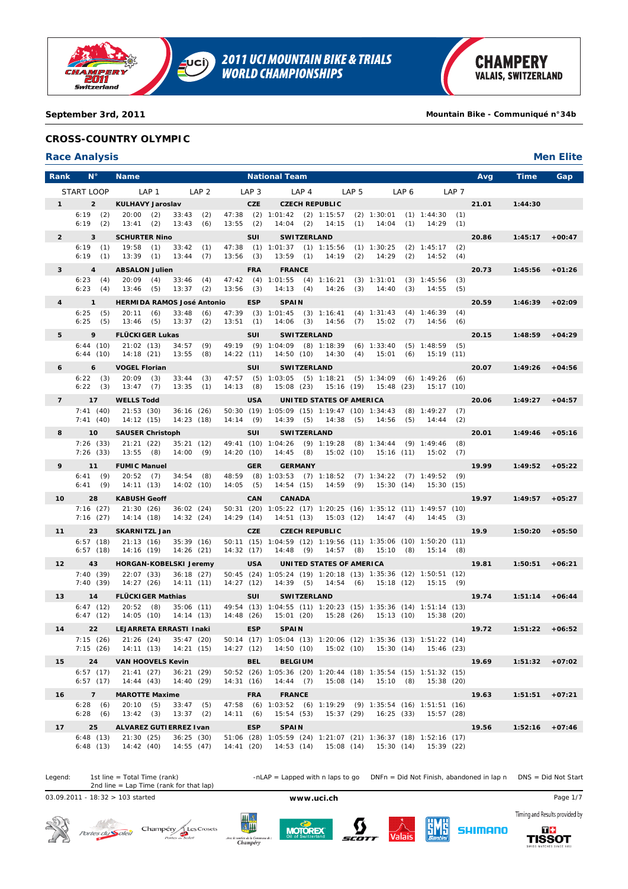**September 3rd, 2011** — **Mountain Bike - Communiqué n°34b**

## CROSS-COUNTRY OLYMPIC

### Race Analysis — Men Elite

| Rank | N° | Name | National Team | Avg | Time | Gap |
|---|---|---|---|---|---|---|
| | START LOOP | LAP 1 / LAP 2 / LAP 3 / LAP 4 / LAP 5 / LAP 6 / LAP 7 | | | | |
| 1 | 2 | KULHAVY Jaroslav | CZE CZECH REPUBLIC | 21.01 | 1:44:30 | |
| | 6:19 (2) / 6:19 (2) | 20:00 (2) 33:43 (2) 47:38 (2) 1:01:42 (2) 1:15:57 (2) 1:30:01 (1) 1:44:30 (1) / 13:41 (2) 13:43 (6) 13:55 (2) 14:04 (2) 14:15 (1) 14:04 (1) 14:29 (1) | | | | |
| 2 | 3 | SCHURTER Nino | SUI SWITZERLAND | 20.86 | 1:45:17 | +00:47 |
| | 6:19 (1) / 6:19 (1) | 19:58 (1) 33:42 (1) 47:38 (1) 1:01:37 (1) 1:15:56 (1) 1:30:25 (2) 1:45:17 (2) / 13:39 (1) 13:44 (7) 13:56 (3) 13:59 (1) 14:19 (2) 14:29 (2) 14:52 (4) | | | | |
| 3 | 4 | ABSALON Julien | FRA FRANCE | 20.73 | 1:45:56 | +01:26 |
| | 6:23 (4) / 6:23 (4) | 20:09 (4) 33:46 (4) 47:42 (4) 1:01:55 (4) 1:16:21 (3) 1:31:01 (3) 1:45:56 (3) / 13:46 (5) 13:37 (2) 13:56 (3) 14:13 (4) 14:26 (3) 14:40 (3) 14:55 (5) | | | | |
| 4 | 1 | HERMIDA RAMOS José Antonio | ESP SPAIN | 20.59 | 1:46:39 | +02:09 |
| | 6:25 (5) / 6:25 (5) | 20:11 (6) 33:48 (6) 47:39 (3) 1:01:45 (3) 1:16:41 (4) 1:31:43 (4) 1:46:39 (4) / 13:46 (5) 13:37 (2) 13:51 (1) 14:06 (3) 14:56 (7) 15:02 (7) 14:56 (6) | | | | |
| 5 | 9 | FLÜCKIGER Lukas | SUI SWITZERLAND | 20.15 | 1:48:59 | +04:29 |
| | 6:44 (10) / 6:44 (10) | 21:02 (13) 34:57 (9) 49:19 (9) 1:04:09 (8) 1:18:39 (6) 1:33:40 (5) 1:48:59 (5) / 14:18 (21) 13:55 (8) 14:22 (11) 14:50 (10) 14:30 (4) 15:01 (6) 15:19 (11) | | | | |
| 6 | 6 | VOGEL Florian | SUI SWITZERLAND | 20.07 | 1:49:26 | +04:56 |
| | 6:22 (3) / 6:22 (3) | 20:09 (3) 33:44 (3) 47:57 (5) 1:03:05 (5) 1:18:21 (5) 1:34:09 (6) 1:49:26 (6) / 13:47 (7) 13:35 (1) 14:13 (8) 15:08 (23) 15:16 (19) 15:48 (23) 15:17 (10) | | | | |
| 7 | 17 | WELLS Todd | USA UNITED STATES OF AMERICA | 20.06 | 1:49:27 | +04:57 |
| | 7:41 (40) / 7:41 (40) | 21:53 (30) 36:16 (26) 50:30 (19) 1:05:09 (15) 1:19:47 (10) 1:34:43 (8) 1:49:27 (7) / 14:12 (15) 14:23 (18) 14:14 (9) 14:39 (5) 14:38 (5) 14:56 (5) 14:44 (2) | | | | |
| 8 | 10 | SAUSER Christoph | SUI SWITZERLAND | 20.01 | 1:49:46 | +05:16 |
| | 7:26 (33) / 7:26 (33) | 21:21 (22) 35:21 (12) 49:41 (10) 1:04:26 (9) 1:19:28 (8) 1:34:44 (9) 1:49:46 (8) / 13:55 (8) 14:00 (9) 14:20 (10) 14:45 (8) 15:02 (10) 15:16 (11) 15:02 (7) | | | | |
| 9 | 11 | FUMIC Manuel | GER GERMANY | 19.99 | 1:49:52 | +05:22 |
| | 6:41 (9) / 6:41 (9) | 20:52 (7) 34:54 (8) 48:59 (8) 1:03:53 (7) 1:18:52 (7) 1:34:22 (7) 1:49:52 (9) / 14:11 (13) 14:02 (10) 14:05 (5) 14:54 (15) 14:59 (9) 15:30 (14) 15:30 (15) | | | | |
| 10 | 28 | KABUSH Geoff | CAN CANADA | 19.97 | 1:49:57 | +05:27 |
| | 7:16 (27) / 7:16 (27) | 21:30 (26) 36:02 (24) 50:31 (20) 1:05:22 (17) 1:20:25 (16) 1:35:12 (11) 1:49:57 (10) / 14:14 (18) 14:32 (24) 14:29 (14) 14:51 (13) 15:03 (12) 14:47 (4) 14:45 (3) | | | | |
| 11 | 23 | SKARNITZL Jan | CZE CZECH REPUBLIC | 19.9 | 1:50:20 | +05:50 |
| | 6:57 (18) / 6:57 (18) | 21:13 (16) 35:39 (16) 50:11 (15) 1:04:59 (12) 1:19:56 (11) 1:35:06 (10) 1:50:20 (11) / 14:16 (19) 14:26 (21) 14:32 (17) 14:48 (9) 14:57 (8) 15:10 (8) 15:14 (8) | | | | |
| 12 | 43 | HORGAN-KOBELSKI Jeremy | USA UNITED STATES OF AMERICA | 19.81 | 1:50:51 | +06:21 |
| | 7:40 (39) / 7:40 (39) | 22:07 (33) 36:18 (27) 50:45 (24) 1:05:24 (19) 1:20:18 (13) 1:35:36 (12) 1:50:51 (12) / 14:27 (26) 14:11 (11) 14:27 (12) 14:39 (5) 14:54 (6) 15:18 (12) 15:15 (9) | | | | |
| 13 | 14 | FLÜCKIGER Mathias | SUI SWITZERLAND | 19.74 | 1:51:14 | +06:44 |
| | 6:47 (12) / 6:47 (12) | 20:52 (8) 35:06 (11) 49:54 (13) 1:04:55 (11) 1:20:23 (15) 1:35:36 (14) 1:51:14 (13) / 14:05 (10) 14:14 (13) 14:48 (26) 15:01 (20) 15:28 (26) 15:13 (10) 15:38 (20) | | | | |
| 14 | 22 | LEJARRETA ERRASTI Inaki | ESP SPAIN | 19.72 | 1:51:22 | +06:52 |
| | 7:15 (26) / 7:15 (26) | 21:26 (24) 35:47 (20) 50:14 (17) 1:05:04 (13) 1:20:06 (12) 1:35:36 (13) 1:51:22 (14) / 14:11 (13) 14:21 (15) 14:27 (12) 14:50 (10) 15:02 (10) 15:30 (14) 15:46 (23) | | | | |
| 15 | 24 | VAN HOOVELS Kevin | BEL BELGIUM | 19.69 | 1:51:32 | +07:02 |
| | 6:57 (17) / 6:57 (17) | 21:41 (27) 36:21 (29) 50:52 (26) 1:05:36 (20) 1:20:44 (18) 1:35:54 (15) 1:51:32 (15) / 14:44 (43) 14:40 (29) 14:31 (16) 14:44 (7) 15:08 (14) 15:10 (8) 15:38 (20) | | | | |
| 16 | 7 | MAROTTE Maxime | FRA FRANCE | 19.63 | 1:51:51 | +07:21 |
| | 6:28 (6) / 6:28 (6) | 20:10 (5) 33:47 (5) 47:58 (6) 1:03:52 (6) 1:19:29 (9) 1:35:54 (16) 1:51:51 (16) / 13:42 (3) 13:37 (2) 14:11 (6) 15:54 (53) 15:37 (29) 16:25 (33) 15:57 (28) | | | | |
| 17 | 25 | ALVAREZ GUTIERREZ Ivan | ESP SPAIN | 19.56 | 1:52:16 | +07:46 |
| | 6:48 (13) / 6:48 (13) | 21:30 (25) 36:25 (30) 51:06 (28) 1:05:59 (24) 1:21:07 (21) 1:36:37 (18) 1:52:16 (17) / 14:42 (40) 14:55 (47) 14:41 (20) 14:53 (14) 15:08 (14) 15:30 (14) 15:39 (22) | | | | |

Legend: 1st line = Total Time (rank); 2nd line = Lap Time (rank for that lap) — -nLAP = Lapped with n laps to go — DNFn = Did Not Finish, abandoned in lap n — DNS = Did Not Start

03.09.2011 - 18:32 > 103 started — www.uci.ch

Timing and Results provided by TISSOT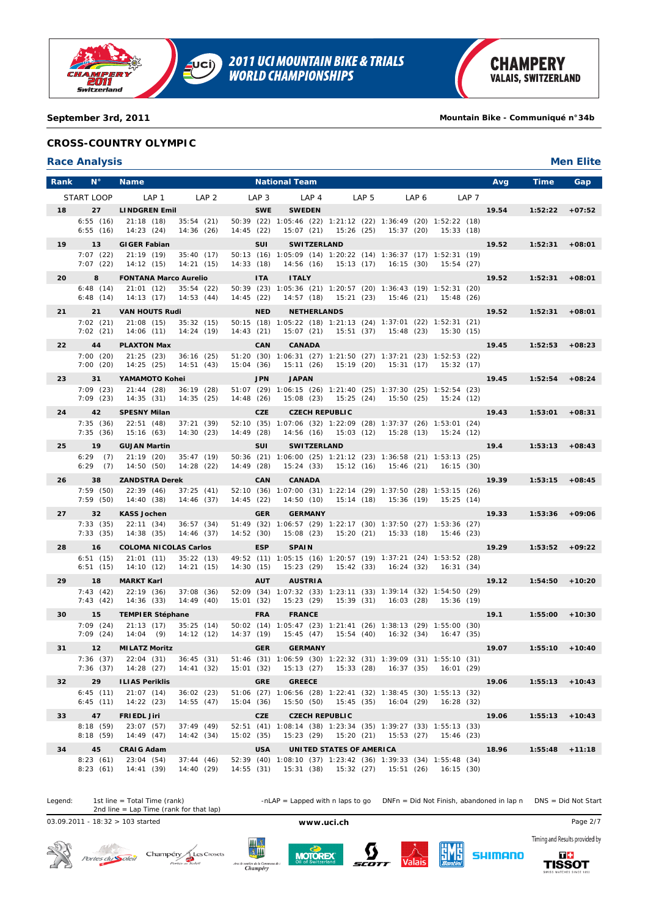**September 3rd, 2011** **Mountain Bike - Communiqué n°34b**

## CROSS-COUNTRY OLYMPIC

### Race Analysis

**Men Elite**

| Rank | N° | Name | National Team | | Avg | Time | Gap |
|---|---|---|---|---|---|---|---|
| | START LOOP | LAP 1 | LAP 2 | LAP 3 / LAP 4 / LAP 5 / LAP 6 / LAP 7 | | | |
| 18 | 27 | LINDGREN Emil | SWE | SWEDEN | 19.54 | 1:52:22 | +07:52 |
| | 6:55 (16) | 21:18 (18) | 35:54 (21) | 50:39 (22) 1:05:46 (22) 1:21:12 (22) 1:36:49 (20) 1:52:22 (18) | | | |
| | 6:55 (16) | 14:23 (24) | 14:36 (26) | 14:45 (22) 15:07 (21) 15:26 (25) 15:37 (20) 15:33 (18) | | | |
| 19 | 13 | GIGER Fabian | SUI | SWITZERLAND | 19.52 | 1:52:31 | +08:01 |
| | 7:07 (22) | 21:19 (19) | 35:40 (17) | 50:13 (16) 1:05:09 (14) 1:20:22 (14) 1:36:37 (17) 1:52:31 (19) | | | |
| | 7:07 (22) | 14:12 (15) | 14:21 (15) | 14:33 (18) 14:56 (16) 15:13 (17) 16:15 (30) 15:54 (27) | | | |
| 20 | 8 | FONTANA Marco Aurelio | ITA | ITALY | 19.52 | 1:52:31 | +08:01 |
| | 6:48 (14) | 21:01 (12) | 35:54 (22) | 50:39 (23) 1:05:36 (21) 1:20:57 (20) 1:36:43 (19) 1:52:31 (20) | | | |
| | 6:48 (14) | 14:13 (17) | 14:53 (44) | 14:45 (22) 14:57 (18) 15:21 (23) 15:46 (21) 15:48 (26) | | | |
| 21 | 21 | VAN HOUTS Rudi | NED | NETHERLANDS | 19.52 | 1:52:31 | +08:01 |
| | 7:02 (21) | 21:08 (15) | 35:32 (15) | 50:15 (18) 1:05:22 (18) 1:21:13 (24) 1:37:01 (22) 1:52:31 (21) | | | |
| | 7:02 (21) | 14:06 (11) | 14:24 (19) | 14:43 (21) 15:07 (21) 15:51 (37) 15:48 (23) 15:30 (15) | | | |
| 22 | 44 | PLAXTON Max | CAN | CANADA | 19.45 | 1:52:53 | +08:23 |
| | 7:00 (20) | 21:25 (23) | 36:16 (25) | 51:20 (30) 1:06:31 (27) 1:21:50 (27) 1:37:21 (23) 1:52:53 (22) | | | |
| | 7:00 (20) | 14:25 (25) | 14:51 (43) | 15:04 (36) 15:11 (26) 15:19 (20) 15:31 (17) 15:32 (17) | | | |
| 23 | 31 | YAMAMOTO Kohei | JPN | JAPAN | 19.45 | 1:52:54 | +08:24 |
| | 7:09 (23) | 21:44 (28) | 36:19 (28) | 51:07 (29) 1:06:15 (26) 1:21:40 (25) 1:37:30 (25) 1:52:54 (23) | | | |
| | 7:09 (23) | 14:35 (31) | 14:35 (25) | 14:48 (26) 15:08 (23) 15:25 (24) 15:50 (25) 15:24 (12) | | | |
| 24 | 42 | SPESNY Milan | CZE | CZECH REPUBLIC | 19.43 | 1:53:01 | +08:31 |
| | 7:35 (36) | 22:51 (48) | 37:21 (39) | 52:10 (35) 1:07:06 (32) 1:22:09 (28) 1:37:37 (26) 1:53:01 (24) | | | |
| | 7:35 (36) | 15:16 (63) | 14:30 (23) | 14:49 (28) 14:56 (16) 15:03 (12) 15:28 (13) 15:24 (12) | | | |
| 25 | 19 | GUJAN Martin | SUI | SWITZERLAND | 19.4 | 1:53:13 | +08:43 |
| | 6:29 (7) | 21:19 (20) | 35:47 (19) | 50:36 (21) 1:06:00 (25) 1:21:12 (23) 1:36:58 (21) 1:53:13 (25) | | | |
| | 6:29 (7) | 14:50 (50) | 14:28 (22) | 14:49 (28) 15:24 (33) 15:12 (16) 15:46 (21) 16:15 (30) | | | |
| 26 | 38 | ZANDSTRA Derek | CAN | CANADA | 19.39 | 1:53:15 | +08:45 |
| | 7:59 (50) | 22:39 (46) | 37:25 (41) | 52:10 (36) 1:07:00 (31) 1:22:14 (29) 1:37:50 (28) 1:53:15 (26) | | | |
| | 7:59 (50) | 14:40 (38) | 14:46 (37) | 14:45 (22) 14:50 (10) 15:14 (18) 15:36 (19) 15:25 (14) | | | |
| 27 | 32 | KASS Jochen | GER | GERMANY | 19.33 | 1:53:36 | +09:06 |
| | 7:33 (35) | 22:11 (34) | 36:57 (34) | 51:49 (32) 1:06:57 (29) 1:22:17 (30) 1:37:50 (27) 1:53:36 (27) | | | |
| | 7:33 (35) | 14:38 (35) | 14:46 (37) | 14:52 (30) 15:08 (23) 15:20 (21) 15:33 (18) 15:46 (23) | | | |
| 28 | 16 | COLOMA NICOLAS Carlos | ESP | SPAIN | 19.29 | 1:53:52 | +09:22 |
| | 6:51 (15) | 21:01 (11) | 35:22 (13) | 49:52 (11) 1:05:15 (16) 1:20:57 (19) 1:37:21 (24) 1:53:52 (28) | | | |
| | 6:51 (15) | 14:10 (12) | 14:21 (15) | 14:30 (15) 15:23 (29) 15:42 (33) 16:24 (32) 16:31 (34) | | | |
| 29 | 18 | MARKT Karl | AUT | AUSTRIA | 19.12 | 1:54:50 | +10:20 |
| | 7:43 (42) | 22:19 (36) | 37:08 (36) | 52:09 (34) 1:07:32 (33) 1:23:11 (33) 1:39:14 (32) 1:54:50 (29) | | | |
| | 7:43 (42) | 14:36 (33) | 14:49 (40) | 15:01 (32) 15:23 (29) 15:39 (31) 16:03 (28) 15:36 (19) | | | |
| 30 | 15 | TEMPIER Stéphane | FRA | FRANCE | 19.1 | 1:55:00 | +10:30 |
| | 7:09 (24) | 21:13 (17) | 35:25 (14) | 50:02 (14) 1:05:47 (23) 1:21:41 (26) 1:38:13 (29) 1:55:00 (30) | | | |
| | 7:09 (24) | 14:04 (9) | 14:12 (12) | 14:37 (19) 15:45 (47) 15:54 (40) 16:32 (34) 16:47 (35) | | | |
| 31 | 12 | MILATZ Moritz | GER | GERMANY | 19.07 | 1:55:10 | +10:40 |
| | 7:36 (37) | 22:04 (31) | 36:45 (31) | 51:46 (31) 1:06:59 (30) 1:22:32 (31) 1:39:09 (31) 1:55:10 (31) | | | |
| | 7:36 (37) | 14:28 (27) | 14:41 (32) | 15:01 (32) 15:13 (27) 15:33 (28) 16:37 (35) 16:01 (29) | | | |
| 32 | 29 | ILIAS Periklis | GRE | GREECE | 19.06 | 1:55:13 | +10:43 |
| | 6:45 (11) | 21:07 (14) | 36:02 (23) | 51:06 (27) 1:06:56 (28) 1:22:41 (32) 1:38:45 (30) 1:55:13 (32) | | | |
| | 6:45 (11) | 14:22 (23) | 14:55 (47) | 15:04 (36) 15:50 (50) 15:45 (35) 16:04 (29) 16:28 (32) | | | |
| 33 | 47 | FRIEDL Jiri | CZE | CZECH REPUBLIC | 19.06 | 1:55:13 | +10:43 |
| | 8:18 (59) | 23:07 (57) | 37:49 (49) | 52:51 (41) 1:08:14 (38) 1:23:34 (35) 1:39:27 (33) 1:55:13 (33) | | | |
| | 8:18 (59) | 14:49 (47) | 14:42 (34) | 15:02 (35) 15:23 (29) 15:20 (21) 15:53 (27) 15:46 (23) | | | |
| 34 | 45 | CRAIG Adam | USA | UNITED STATES OF AMERICA | 18.96 | 1:55:48 | +11:18 |
| | 8:23 (61) | 23:04 (54) | 37:44 (46) | 52:39 (40) 1:08:10 (37) 1:23:42 (36) 1:39:33 (34) 1:55:48 (34) | | | |
| | 8:23 (61) | 14:41 (39) | 14:40 (29) | 14:55 (31) 15:31 (38) 15:32 (27) 15:51 (26) 16:15 (30) | | | |

Legend: 1st line = Total Time (rank)
2nd line = Lap Time (rank for that lap)
-nLAP = Lapped with n laps to go  DNFn = Did Not Finish, abandoned in lap n  DNS = Did Not Start

03.09.2011 - 18:32 > 103 started

www.uci.ch

Timing and Results provided by TISSOT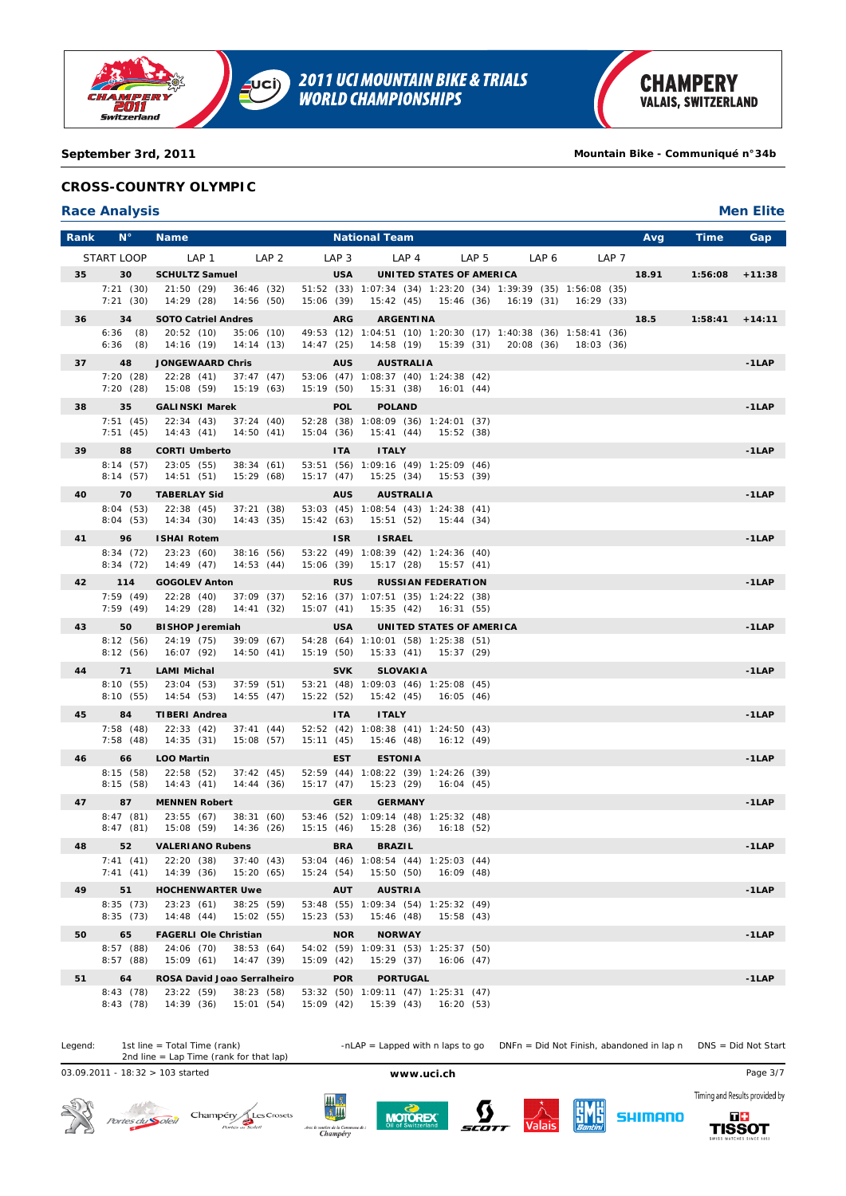**September 3rd, 2011** | **Mountain Bike - Communiqué n°34b**

## CROSS-COUNTRY OLYMPIC

### Race Analysis

**Men Elite**

| Rank | N° | Name | | National Team | | | | Avg | Time | Gap |
|---|---|---|---|---|---|---|---|---|---|---|
| START LOOP | LAP 1 | LAP 2 | LAP 3 | LAP 4 | LAP 5 | LAP 6 | LAP 7 | | | |
| **35** | **30** | **SCHULTZ Samuel** | | **USA** | **UNITED STATES OF AMERICA** | | | **18.91** | **1:56:08** | **+11:38** |
| 7:21 (30) | 21:50 (29) | 36:46 (32) | 51:52 (33) | 1:07:34 (34) | 1:23:20 (34) | 1:39:39 (35) | 1:56:08 (35) | | | |
| 7:21 (30) | 14:29 (28) | 14:56 (50) | 15:06 (39) | 15:42 (45) | 15:46 (36) | 16:19 (31) | 16:29 (33) | | | |
| **36** | **34** | **SOTO Catriel Andres** | | **ARG** | **ARGENTINA** | | | **18.5** | **1:58:41** | **+14:11** |
| 6:36 (8) | 20:52 (10) | 35:06 (10) | 49:53 (12) | 1:04:51 (10) | 1:20:30 (17) | 1:40:38 (36) | 1:58:41 (36) | | | |
| 6:36 (8) | 14:16 (19) | 14:14 (13) | 14:47 (25) | 14:58 (19) | 15:39 (31) | 20:08 (36) | 18:03 (36) | | | |
| **37** | **48** | **JONGEWAARD Chris** | | **AUS** | **AUSTRALIA** | | | | | **-1LAP** |
| 7:20 (28) | 22:28 (41) | 37:47 (47) | 53:06 (47) | 1:08:37 (40) | 1:24:38 (42) | | | | | |
| 7:20 (28) | 15:08 (59) | 15:19 (63) | 15:19 (50) | 15:31 (38) | 16:01 (44) | | | | | |
| **38** | **35** | **GALINSKI Marek** | | **POL** | **POLAND** | | | | | **-1LAP** |
| 7:51 (45) | 22:34 (43) | 37:24 (40) | 52:28 (38) | 1:08:09 (36) | 1:24:01 (37) | | | | | |
| 7:51 (45) | 14:43 (41) | 14:50 (41) | 15:04 (36) | 15:41 (44) | 15:52 (38) | | | | | |
| **39** | **88** | **CORTI Umberto** | | **ITA** | **ITALY** | | | | | **-1LAP** |
| 8:14 (57) | 23:05 (55) | 38:34 (61) | 53:51 (56) | 1:09:16 (49) | 1:25:09 (46) | | | | | |
| 8:14 (57) | 14:51 (51) | 15:29 (68) | 15:17 (47) | 15:25 (34) | 15:53 (39) | | | | | |
| **40** | **70** | **TABERLAY Sid** | | **AUS** | **AUSTRALIA** | | | | | **-1LAP** |
| 8:04 (53) | 22:38 (45) | 37:21 (38) | 53:03 (45) | 1:08:54 (43) | 1:24:38 (41) | | | | | |
| 8:04 (53) | 14:34 (30) | 14:43 (35) | 15:42 (63) | 15:51 (52) | 15:44 (34) | | | | | |
| **41** | **96** | **ISHAI Rotem** | | **ISR** | **ISRAEL** | | | | | **-1LAP** |
| 8:34 (72) | 23:23 (60) | 38:16 (56) | 53:22 (49) | 1:08:39 (42) | 1:24:36 (40) | | | | | |
| 8:34 (72) | 14:49 (47) | 14:53 (44) | 15:06 (39) | 15:17 (28) | 15:57 (41) | | | | | |
| **42** | **114** | **GOGOLEV Anton** | | **RUS** | **RUSSIAN FEDERATION** | | | | | **-1LAP** |
| 7:59 (49) | 22:28 (40) | 37:09 (37) | 52:16 (37) | 1:07:51 (35) | 1:24:22 (38) | | | | | |
| 7:59 (49) | 14:29 (28) | 14:41 (32) | 15:07 (41) | 15:35 (42) | 16:31 (55) | | | | | |
| **43** | **50** | **BISHOP Jeremiah** | | **USA** | **UNITED STATES OF AMERICA** | | | | | **-1LAP** |
| 8:12 (56) | 24:19 (75) | 39:09 (67) | 54:28 (64) | 1:10:01 (58) | 1:25:38 (51) | | | | | |
| 8:12 (56) | 16:07 (92) | 14:50 (41) | 15:19 (50) | 15:33 (41) | 15:37 (29) | | | | | |
| **44** | **71** | **LAMI Michal** | | **SVK** | **SLOVAKIA** | | | | | **-1LAP** |
| 8:10 (55) | 23:04 (53) | 37:59 (51) | 53:21 (48) | 1:09:03 (46) | 1:25:08 (45) | | | | | |
| 8:10 (55) | 14:54 (53) | 14:55 (47) | 15:22 (52) | 15:42 (45) | 16:05 (46) | | | | | |
| **45** | **84** | **TIBERI Andrea** | | **ITA** | **ITALY** | | | | | **-1LAP** |
| 7:58 (48) | 22:33 (42) | 37:41 (44) | 52:52 (42) | 1:08:38 (41) | 1:24:50 (43) | | | | | |
| 7:58 (48) | 14:35 (31) | 15:08 (57) | 15:11 (45) | 15:46 (48) | 16:12 (49) | | | | | |
| **46** | **66** | **LOO Martin** | | **EST** | **ESTONIA** | | | | | **-1LAP** |
| 8:15 (58) | 22:58 (52) | 37:42 (45) | 52:59 (44) | 1:08:22 (39) | 1:24:26 (39) | | | | | |
| 8:15 (58) | 14:43 (41) | 14:44 (36) | 15:17 (47) | 15:23 (29) | 16:04 (45) | | | | | |
| **47** | **87** | **MENNEN Robert** | | **GER** | **GERMANY** | | | | | **-1LAP** |
| 8:47 (81) | 23:55 (67) | 38:31 (60) | 53:46 (52) | 1:09:14 (48) | 1:25:32 (48) | | | | | |
| 8:47 (81) | 15:08 (59) | 14:36 (26) | 15:15 (46) | 15:28 (36) | 16:18 (52) | | | | | |
| **48** | **52** | **VALERIANO Rubens** | | **BRA** | **BRAZIL** | | | | | **-1LAP** |
| 7:41 (41) | 22:20 (38) | 37:40 (43) | 53:04 (46) | 1:08:54 (44) | 1:25:03 (44) | | | | | |
| 7:41 (41) | 14:39 (36) | 15:20 (65) | 15:24 (54) | 15:50 (50) | 16:09 (48) | | | | | |
| **49** | **51** | **HOCHENWARTER Uwe** | | **AUT** | **AUSTRIA** | | | | | **-1LAP** |
| 8:35 (73) | 23:23 (61) | 38:25 (59) | 53:48 (55) | 1:09:34 (54) | 1:25:32 (49) | | | | | |
| 8:35 (73) | 14:48 (44) | 15:02 (55) | 15:23 (53) | 15:46 (48) | 15:58 (43) | | | | | |
| **50** | **65** | **FAGERLI Ole Christian** | | **NOR** | **NORWAY** | | | | | **-1LAP** |
| 8:57 (88) | 24:06 (70) | 38:53 (64) | 54:02 (59) | 1:09:31 (53) | 1:25:37 (50) | | | | | |
| 8:57 (88) | 15:09 (61) | 14:47 (39) | 15:09 (42) | 15:29 (37) | 16:06 (47) | | | | | |
| **51** | **64** | **ROSA David Joao Serralheiro** | | **POR** | **PORTUGAL** | | | | | **-1LAP** |
| 8:43 (78) | 23:22 (59) | 38:23 (58) | 53:32 (50) | 1:09:11 (47) | 1:25:31 (47) | | | | | |
| 8:43 (78) | 14:39 (36) | 15:01 (54) | 15:09 (42) | 15:39 (43) | 16:20 (53) | | | | | |

Legend: 1st line = Total Time (rank)
2nd line = Lap Time (rank for that lap)
-nLAP = Lapped with n laps to go DNFn = Did Not Finish, abandoned in lap n DNS = Did Not Start

03.09.2011 - 18:32 > 103 started

www.uci.ch

Timing and Results provided by TISSOT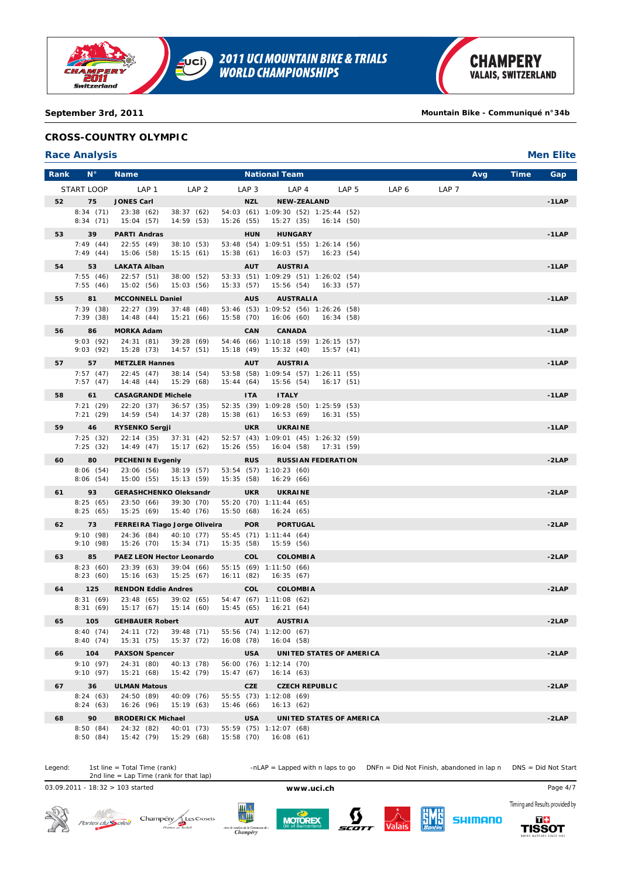September 3rd, 2011 — Mountain Bike - Communiqué n°34b

## CROSS-COUNTRY OLYMPIC

### Race Analysis — Men Elite

| Rank | N° | Name | National Team | | | | | | | Avg | Time | Gap |
|---|---|---|---|---|---|---|---|---|---|---|---|---|
| START LOOP | LAP 1 | LAP 2 | LAP 3 | LAP 4 | LAP 5 | LAP 6 | LAP 7 | | | | | |
| 52 | 75 | JONES Carl | NZL | NEW-ZEALAND | | | | | | | | -1LAP |
| 8:34 (71) | 23:38 (62) | 38:37 (62) | 54:03 (61) | 1:09:30 (52) | 1:25:44 (52) | | | | | | | |
| 8:34 (71) | 15:04 (57) | 14:59 (53) | 15:26 (55) | 15:27 (35) | 16:14 (50) | | | | | | | |
| 53 | 39 | PARTI Andras | HUN | HUNGARY | | | | | | | | -1LAP |
| 7:49 (44) | 22:55 (49) | 38:10 (53) | 53:48 (54) | 1:09:51 (55) | 1:26:14 (56) | | | | | | | |
| 7:49 (44) | 15:06 (58) | 15:15 (61) | 15:38 (61) | 16:03 (57) | 16:23 (54) | | | | | | | |
| 54 | 53 | LAKATA Alban | AUT | AUSTRIA | | | | | | | | -1LAP |
| 7:55 (46) | 22:57 (51) | 38:00 (52) | 53:33 (51) | 1:09:29 (51) | 1:26:02 (54) | | | | | | | |
| 7:55 (46) | 15:02 (56) | 15:03 (56) | 15:33 (57) | 15:56 (54) | 16:33 (57) | | | | | | | |
| 55 | 81 | MCCONNELL Daniel | AUS | AUSTRALIA | | | | | | | | -1LAP |
| 7:39 (38) | 22:27 (39) | 37:48 (48) | 53:46 (53) | 1:09:52 (56) | 1:26:26 (58) | | | | | | | |
| 7:39 (38) | 14:48 (44) | 15:21 (66) | 15:58 (70) | 16:06 (60) | 16:34 (58) | | | | | | | |
| 56 | 86 | MORKA Adam | CAN | CANADA | | | | | | | | -1LAP |
| 9:03 (92) | 24:31 (81) | 39:28 (69) | 54:46 (66) | 1:10:18 (59) | 1:26:15 (57) | | | | | | | |
| 9:03 (92) | 15:28 (73) | 14:57 (51) | 15:18 (49) | 15:32 (40) | 15:57 (41) | | | | | | | |
| 57 | 57 | METZLER Hannes | AUT | AUSTRIA | | | | | | | | -1LAP |
| 7:57 (47) | 22:45 (47) | 38:14 (54) | 53:58 (58) | 1:09:54 (57) | 1:26:11 (55) | | | | | | | |
| 7:57 (47) | 14:48 (44) | 15:29 (68) | 15:44 (64) | 15:56 (54) | 16:17 (51) | | | | | | | |
| 58 | 61 | CASAGRANDE Michele | ITA | ITALY | | | | | | | | -1LAP |
| 7:21 (29) | 22:20 (37) | 36:57 (35) | 52:35 (39) | 1:09:28 (50) | 1:25:59 (53) | | | | | | | |
| 7:21 (29) | 14:59 (54) | 14:37 (28) | 15:38 (61) | 16:53 (69) | 16:31 (55) | | | | | | | |
| 59 | 46 | RYSENKO Sergji | UKR | UKRAINE | | | | | | | | -1LAP |
| 7:25 (32) | 22:14 (35) | 37:31 (42) | 52:57 (43) | 1:09:01 (45) | 1:26:32 (59) | | | | | | | |
| 7:25 (32) | 14:49 (47) | 15:17 (62) | 15:26 (55) | 16:04 (58) | 17:31 (59) | | | | | | | |
| 60 | 80 | PECHENIN Evgeniy | RUS | RUSSIAN FEDERATION | | | | | | | | -2LAP |
| 8:06 (54) | 23:06 (56) | 38:19 (57) | 53:54 (57) | 1:10:23 (60) | | | | | | | | |
| 8:06 (54) | 15:00 (55) | 15:13 (59) | 15:35 (58) | 16:29 (66) | | | | | | | | |
| 61 | 93 | GERASHCHENKO Oleksandr | UKR | UKRAINE | | | | | | | | -2LAP |
| 8:25 (65) | 23:50 (66) | 39:30 (70) | 55:20 (70) | 1:11:44 (65) | | | | | | | | |
| 8:25 (65) | 15:25 (69) | 15:40 (76) | 15:50 (68) | 16:24 (65) | | | | | | | | |
| 62 | 73 | FERREIRA Tiago Jorge Oliveira | POR | PORTUGAL | | | | | | | | -2LAP |
| 9:10 (98) | 24:36 (84) | 40:10 (77) | 55:45 (71) | 1:11:44 (64) | | | | | | | | |
| 9:10 (98) | 15:26 (70) | 15:34 (71) | 15:35 (58) | 15:59 (56) | | | | | | | | |
| 63 | 85 | PAEZ LEON Hector Leonardo | COL | COLOMBIA | | | | | | | | -2LAP |
| 8:23 (60) | 23:39 (63) | 39:04 (66) | 55:15 (69) | 1:11:50 (66) | | | | | | | | |
| 8:23 (60) | 15:16 (63) | 15:25 (67) | 16:11 (82) | 16:35 (67) | | | | | | | | |
| 64 | 125 | RENDON Eddie Andres | COL | COLOMBIA | | | | | | | | -2LAP |
| 8:31 (69) | 23:48 (65) | 39:02 (65) | 54:47 (67) | 1:11:08 (62) | | | | | | | | |
| 8:31 (69) | 15:17 (67) | 15:14 (60) | 15:45 (65) | 16:21 (64) | | | | | | | | |
| 65 | 105 | GEHBAUER Robert | AUT | AUSTRIA | | | | | | | | -2LAP |
| 8:40 (74) | 24:11 (72) | 39:48 (71) | 55:56 (74) | 1:12:00 (67) | | | | | | | | |
| 8:40 (74) | 15:31 (75) | 15:37 (72) | 16:08 (78) | 16:04 (58) | | | | | | | | |
| 66 | 104 | PAXSON Spencer | USA | UNITED STATES OF AMERICA | | | | | | | | -2LAP |
| 9:10 (97) | 24:31 (80) | 40:13 (78) | 56:00 (76) | 1:12:14 (70) | | | | | | | | |
| 9:10 (97) | 15:21 (68) | 15:42 (79) | 15:47 (67) | 16:14 (63) | | | | | | | | |
| 67 | 36 | ULMAN Matous | CZE | CZECH REPUBLIC | | | | | | | | -2LAP |
| 8:24 (63) | 24:50 (89) | 40:09 (76) | 55:55 (73) | 1:12:08 (69) | | | | | | | | |
| 8:24 (63) | 16:26 (96) | 15:19 (63) | 15:46 (66) | 16:13 (62) | | | | | | | | |
| 68 | 90 | BRODERICK Michael | USA | UNITED STATES OF AMERICA | | | | | | | | -2LAP |
| 8:50 (84) | 24:32 (82) | 40:01 (73) | 55:59 (75) | 1:12:07 (68) | | | | | | | | |
| 8:50 (84) | 15:42 (79) | 15:29 (68) | 15:58 (70) | 16:08 (61) | | | | | | | | |

Legend: 1st line = Total Time (rank); 2nd line = Lap Time (rank for that lap) — -nLAP = Lapped with n laps to go — DNFn = Did Not Finish, abandoned in lap n — DNS = Did Not Start

03.09.2011 - 18:32 > 103 started — www.uci.ch

Timing and Results provided by TISSOT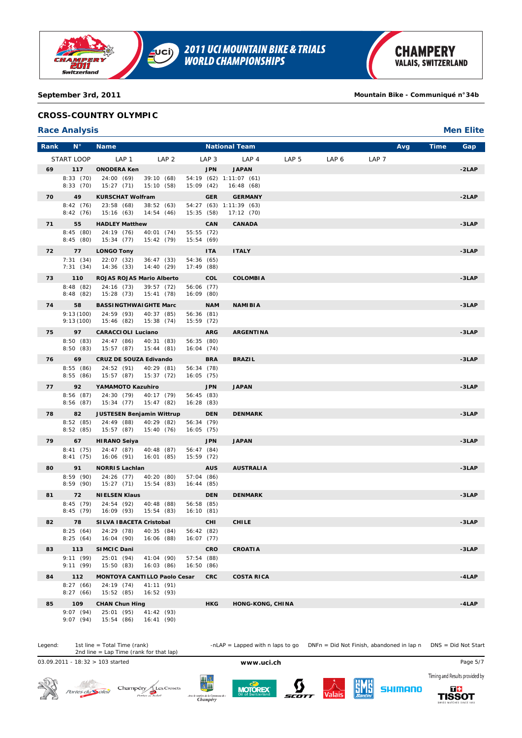September 3rd, 2011 — Mountain Bike - Communiqué n°34b

## CROSS-COUNTRY OLYMPIC

### Race Analysis — Men Elite

| Rank | N° | Name | | National Team | | | | | Avg | Time | Gap |
|---|---|---|---|---|---|---|---|---|---|---|---|
| START LOOP | | LAP 1 | LAP 2 | LAP 3 | LAP 4 | LAP 5 | LAP 6 | LAP 7 | | | |
| **69** | **117** | **ONODERA Ken** | | **JPN** | **JAPAN** | | | | | | **-2LAP** |
| 8:33 (70) | | 24:00 (69) | 39:10 (68) | 54:19 (62) | 1:11:07 (61) | | | | | | |
| 8:33 (70) | | 15:27 (71) | 15:10 (58) | 15:09 (42) | 16:48 (68) | | | | | | |
| **70** | **49** | **KURSCHAT Wolfram** | | **GER** | **GERMANY** | | | | | | **-2LAP** |
| 8:42 (76) | | 23:58 (68) | 38:52 (63) | 54:27 (63) | 1:11:39 (63) | | | | | | |
| 8:42 (76) | | 15:16 (63) | 14:54 (46) | 15:35 (58) | 17:12 (70) | | | | | | |
| **71** | **55** | **HADLEY Matthew** | | **CAN** | **CANADA** | | | | | | **-3LAP** |
| 8:45 (80) | | 24:19 (76) | 40:01 (74) | 55:55 (72) | | | | | | | |
| 8:45 (80) | | 15:34 (77) | 15:42 (79) | 15:54 (69) | | | | | | | |
| **72** | **77** | **LONGO Tony** | | **ITA** | **ITALY** | | | | | | **-3LAP** |
| 7:31 (34) | | 22:07 (32) | 36:47 (33) | 54:36 (65) | | | | | | | |
| 7:31 (34) | | 14:36 (33) | 14:40 (29) | 17:49 (88) | | | | | | | |
| **73** | **110** | **ROJAS ROJAS Mario Alberto** | | **COL** | **COLOMBIA** | | | | | | **-3LAP** |
| 8:48 (82) | | 24:16 (73) | 39:57 (72) | 56:06 (77) | | | | | | | |
| 8:48 (82) | | 15:28 (73) | 15:41 (78) | 16:09 (80) | | | | | | | |
| **74** | **58** | **BASSINGTHWAIGHTE Marc** | | **NAM** | **NAMIBIA** | | | | | | **-3LAP** |
| 9:13 (100) | | 24:59 (93) | 40:37 (85) | 56:36 (81) | | | | | | | |
| 9:13 (100) | | 15:46 (82) | 15:38 (74) | 15:59 (72) | | | | | | | |
| **75** | **97** | **CARACCIOLI Luciano** | | **ARG** | **ARGENTINA** | | | | | | **-3LAP** |
| 8:50 (83) | | 24:47 (86) | 40:31 (83) | 56:35 (80) | | | | | | | |
| 8:50 (83) | | 15:57 (87) | 15:44 (81) | 16:04 (74) | | | | | | | |
| **76** | **69** | **CRUZ DE SOUZA Edivando** | | **BRA** | **BRAZIL** | | | | | | **-3LAP** |
| 8:55 (86) | | 24:52 (91) | 40:29 (81) | 56:34 (78) | | | | | | | |
| 8:55 (86) | | 15:57 (87) | 15:37 (72) | 16:05 (75) | | | | | | | |
| **77** | **92** | **YAMAMOTO Kazuhiro** | | **JPN** | **JAPAN** | | | | | | **-3LAP** |
| 8:56 (87) | | 24:30 (79) | 40:17 (79) | 56:45 (83) | | | | | | | |
| 8:56 (87) | | 15:34 (77) | 15:47 (82) | 16:28 (83) | | | | | | | |
| **78** | **82** | **JUSTESEN Benjamin Wittrup** | | **DEN** | **DENMARK** | | | | | | **-3LAP** |
| 8:52 (85) | | 24:49 (88) | 40:29 (82) | 56:34 (79) | | | | | | | |
| 8:52 (85) | | 15:57 (87) | 15:40 (76) | 16:05 (75) | | | | | | | |
| **79** | **67** | **HIRANO Seiya** | | **JPN** | **JAPAN** | | | | | | **-3LAP** |
| 8:41 (75) | | 24:47 (87) | 40:48 (87) | 56:47 (84) | | | | | | | |
| 8:41 (75) | | 16:06 (91) | 16:01 (85) | 15:59 (72) | | | | | | | |
| **80** | **91** | **NORRIS Lachlan** | | **AUS** | **AUSTRALIA** | | | | | | **-3LAP** |
| 8:59 (90) | | 24:26 (77) | 40:20 (80) | 57:04 (86) | | | | | | | |
| 8:59 (90) | | 15:27 (71) | 15:54 (83) | 16:44 (85) | | | | | | | |
| **81** | **72** | **NIELSEN Klaus** | | **DEN** | **DENMARK** | | | | | | **-3LAP** |
| 8:45 (79) | | 24:54 (92) | 40:48 (88) | 56:58 (85) | | | | | | | |
| 8:45 (79) | | 16:09 (93) | 15:54 (83) | 16:10 (81) | | | | | | | |
| **82** | **78** | **SILVA IBACETA Cristobal** | | **CHI** | **CHILE** | | | | | | **-3LAP** |
| 8:25 (64) | | 24:29 (78) | 40:35 (84) | 56:42 (82) | | | | | | | |
| 8:25 (64) | | 16:04 (90) | 16:06 (88) | 16:07 (77) | | | | | | | |
| **83** | **113** | **SIMCIC Dani** | | **CRO** | **CROATIA** | | | | | | **-3LAP** |
| 9:11 (99) | | 25:01 (94) | 41:04 (90) | 57:54 (88) | | | | | | | |
| 9:11 (99) | | 15:50 (83) | 16:03 (86) | 16:50 (86) | | | | | | | |
| **84** | **112** | **MONTOYA CANTILLO Paolo Cesar** | | **CRC** | **COSTA RICA** | | | | | | **-4LAP** |
| 8:27 (66) | | 24:19 (74) | 41:11 (91) | | | | | | | | |
| 8:27 (66) | | 15:52 (85) | 16:52 (93) | | | | | | | | |
| **85** | **109** | **CHAN Chun Hing** | | **HKG** | **HONG-KONG, CHINA** | | | | | | **-4LAP** |
| 9:07 (94) | | 25:01 (95) | 41:42 (93) | | | | | | | | |
| 9:07 (94) | | 15:54 (86) | 16:41 (90) | | | | | | | | |

Legend: 1st line = Total Time (rank); 2nd line = Lap Time (rank for that lap) — -nLAP = Lapped with n laps to go — DNFn = Did Not Finish, abandoned in lap n — DNS = Did Not Start

03.09.2011 - 18:32 > 103 started — www.uci.ch

Timing and Results provided by TISSOT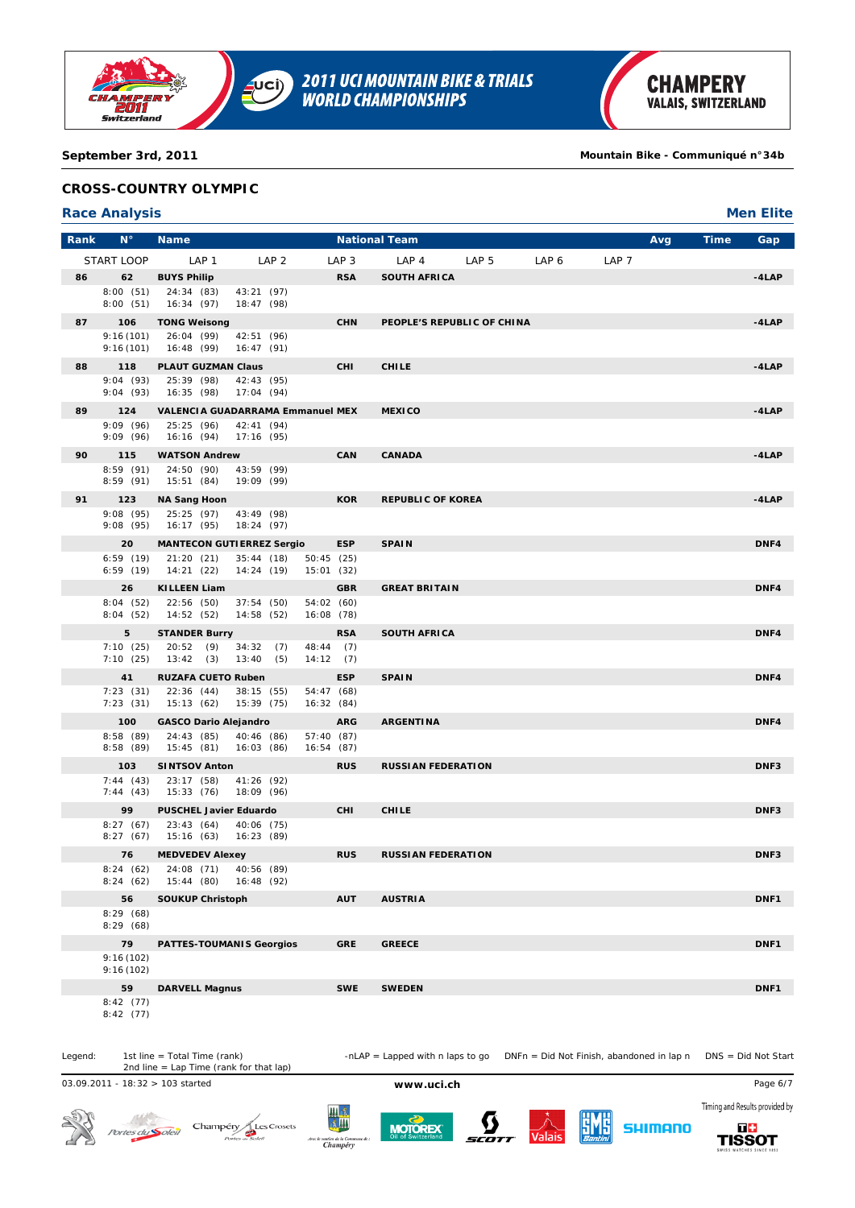**September 3rd, 2011** — **Mountain Bike - Communiqué n°34b**

## CROSS-COUNTRY OLYMPIC

### Race Analysis — Men Elite

| Rank | N° | Name | National Team | | Avg | Time | Gap |
|---|---|---|---|---|---|---|---|
| START LOOP | LAP 1 | LAP 2 | LAP 3 | LAP 4 | LAP 5 | LAP 6 | LAP 7 |
| **86** | **62** | **BUYS Philip** | **RSA** | **SOUTH AFRICA** | | | **-4LAP** |
| 8:00 (51) | 24:34 (83) | 43:21 (97) | | | | | |
| 8:00 (51) | 16:34 (97) | 18:47 (98) | | | | | |
| **87** | **106** | **TONG Weisong** | **CHN** | **PEOPLE'S REPUBLIC OF CHINA** | | | **-4LAP** |
| 9:16 (101) | 26:04 (99) | 42:51 (96) | | | | | |
| 9:16 (101) | 16:48 (99) | 16:47 (91) | | | | | |
| **88** | **118** | **PLAUT GUZMAN Claus** | **CHI** | **CHILE** | | | **-4LAP** |
| 9:04 (93) | 25:39 (98) | 42:43 (95) | | | | | |
| 9:04 (93) | 16:35 (98) | 17:04 (94) | | | | | |
| **89** | **124** | **VALENCIA GUADARRAMA Emmanuel** | **MEX** | **MEXICO** | | | **-4LAP** |
| 9:09 (96) | 25:25 (96) | 42:41 (94) | | | | | |
| 9:09 (96) | 16:16 (94) | 17:16 (95) | | | | | |
| **90** | **115** | **WATSON Andrew** | **CAN** | **CANADA** | | | **-4LAP** |
| 8:59 (91) | 24:50 (90) | 43:59 (99) | | | | | |
| 8:59 (91) | 15:51 (84) | 19:09 (99) | | | | | |
| **91** | **123** | **NA Sang Hoon** | **KOR** | **REPUBLIC OF KOREA** | | | **-4LAP** |
| 9:08 (95) | 25:25 (97) | 43:49 (98) | | | | | |
| 9:08 (95) | 16:17 (95) | 18:24 (97) | | | | | |
| | **20** | **MANTECON GUTIERREZ Sergio** | **ESP** | **SPAIN** | | | **DNF4** |
| 6:59 (19) | 21:20 (21) | 35:44 (18) | 50:45 (25) | | | | |
| 6:59 (19) | 14:21 (22) | 14:24 (19) | 15:01 (32) | | | | |
| | **26** | **KILLEEN Liam** | **GBR** | **GREAT BRITAIN** | | | **DNF4** |
| 8:04 (52) | 22:56 (50) | 37:54 (50) | 54:02 (60) | | | | |
| 8:04 (52) | 14:52 (52) | 14:58 (52) | 16:08 (78) | | | | |
| | **5** | **STANDER Burry** | **RSA** | **SOUTH AFRICA** | | | **DNF4** |
| 7:10 (25) | 20:52 (9) | 34:32 (7) | 48:44 (7) | | | | |
| 7:10 (25) | 13:42 (3) | 13:40 (5) | 14:12 (7) | | | | |
| | **41** | **RUZAFA CUETO Ruben** | **ESP** | **SPAIN** | | | **DNF4** |
| 7:23 (31) | 22:36 (44) | 38:15 (55) | 54:47 (68) | | | | |
| 7:23 (31) | 15:13 (62) | 15:39 (75) | 16:32 (84) | | | | |
| | **100** | **GASCO Dario Alejandro** | **ARG** | **ARGENTINA** | | | **DNF4** |
| 8:58 (89) | 24:43 (85) | 40:46 (86) | 57:40 (87) | | | | |
| 8:58 (89) | 15:45 (81) | 16:03 (86) | 16:54 (87) | | | | |
| | **103** | **SINTSOV Anton** | **RUS** | **RUSSIAN FEDERATION** | | | **DNF3** |
| 7:44 (43) | 23:17 (58) | 41:26 (92) | | | | | |
| 7:44 (43) | 15:33 (76) | 18:09 (96) | | | | | |
| | **99** | **PUSCHEL Javier Eduardo** | **CHI** | **CHILE** | | | **DNF3** |
| 8:27 (67) | 23:43 (64) | 40:06 (75) | | | | | |
| 8:27 (67) | 15:16 (63) | 16:23 (89) | | | | | |
| | **76** | **MEDVEDEV Alexey** | **RUS** | **RUSSIAN FEDERATION** | | | **DNF3** |
| 8:24 (62) | 24:08 (71) | 40:56 (89) | | | | | |
| 8:24 (62) | 15:44 (80) | 16:48 (92) | | | | | |
| | **56** | **SOUKUP Christoph** | **AUT** | **AUSTRIA** | | | **DNF1** |
| 8:29 (68) | | | | | | | |
| 8:29 (68) | | | | | | | |
| | **79** | **PATTES-TOUMANIS Georgios** | **GRE** | **GREECE** | | | **DNF1** |
| 9:16 (102) | | | | | | | |
| 9:16 (102) | | | | | | | |
| | **59** | **DARVELL Magnus** | **SWE** | **SWEDEN** | | | **DNF1** |
| 8:42 (77) | | | | | | | |
| 8:42 (77) | | | | | | | |

Legend: 1st line = Total Time (rank); 2nd line = Lap Time (rank for that lap) — -nLAP = Lapped with n laps to go — DNFn = Did Not Finish, abandoned in lap n — DNS = Did Not Start

03.09.2011 - 18:32 > 103 started

www.uci.ch

Timing and Results provided by TISSOT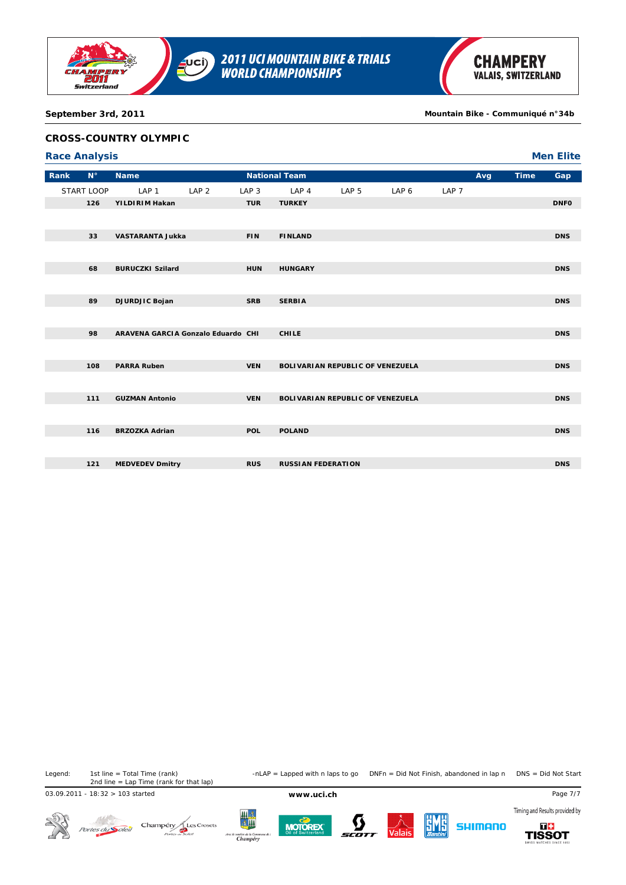September 3rd, 2011 — Mountain Bike - Communiqué n°34b

## CROSS-COUNTRY OLYMPIC

### Race Analysis — Men Elite

| Rank | N° | Name | National Team | | Avg | Time | Gap |
|---|---|---|---|---|---|---|---|
| START LOOP | LAP 1 | LAP 2 | LAP 3 | LAP 4 | LAP 5 | LAP 6 | LAP 7 |
| | 126 | YILDIRIM Hakan | TUR | TURKEY | | | DNF0 |
| | 33 | VASTARANTA Jukka | FIN | FINLAND | | | DNS |
| | 68 | BURUCZKI Szilard | HUN | HUNGARY | | | DNS |
| | 89 | DJURDJIC Bojan | SRB | SERBIA | | | DNS |
| | 98 | ARAVENA GARCIA Gonzalo Eduardo | CHI | CHILE | | | DNS |
| | 108 | PARRA Ruben | VEN | BOLIVARIAN REPUBLIC OF VENEZUELA | | | DNS |
| | 111 | GUZMAN Antonio | VEN | BOLIVARIAN REPUBLIC OF VENEZUELA | | | DNS |
| | 116 | BRZOZKA Adrian | POL | POLAND | | | DNS |
| | 121 | MEDVEDEV Dmitry | RUS | RUSSIAN FEDERATION | | | DNS |

Legend: 1st line = Total Time (rank); 2nd line = Lap Time (rank for that lap) — -nLAP = Lapped with n laps to go — DNFn = Did Not Finish, abandoned in lap n — DNS = Did Not Start

03.09.2011 - 18:32 > 103 started

www.uci.ch

Timing and Results provided by TISSOT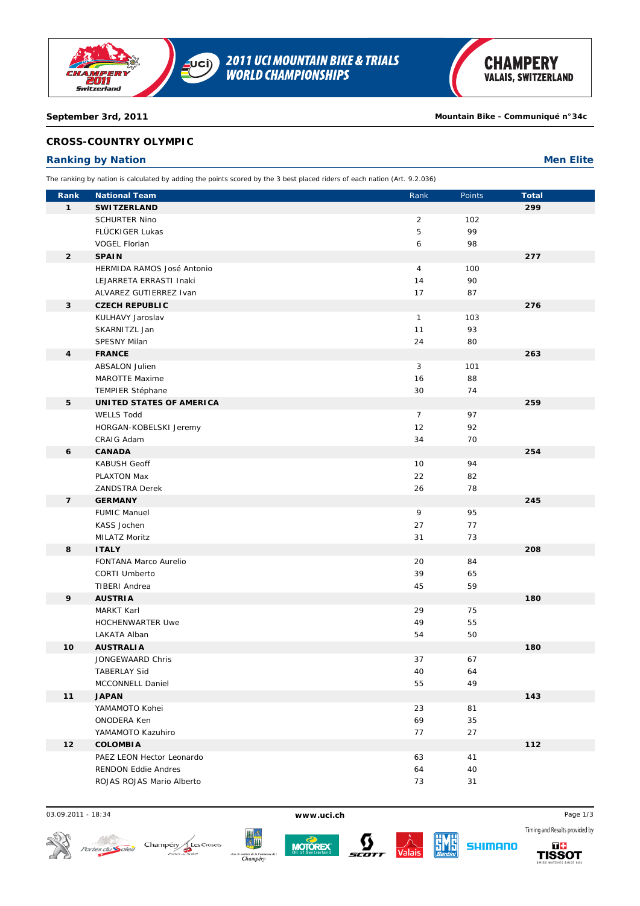**September 3rd, 2011** **Mountain Bike - Communiqué n°34c**

## CROSS-COUNTRY OLYMPIC

### Ranking by Nation — Men Elite

The ranking by nation is calculated by adding the points scored by the 3 best placed riders of each nation (Art. 9.2.036)

| Rank | National Team | Rank | Points | Total |
|---|---|---|---|---|
| 1 | **SWITZERLAND** | | | 299 |
| | SCHURTER Nino | 2 | 102 | |
| | FLÜCKIGER Lukas | 5 | 99 | |
| | VOGEL Florian | 6 | 98 | |
| 2 | **SPAIN** | | | 277 |
| | HERMIDA RAMOS José Antonio | 4 | 100 | |
| | LEJARRETA ERRASTI Inaki | 14 | 90 | |
| | ALVAREZ GUTIERREZ Ivan | 17 | 87 | |
| 3 | **CZECH REPUBLIC** | | | 276 |
| | KULHAVY Jaroslav | 1 | 103 | |
| | SKARNITZL Jan | 11 | 93 | |
| | SPESNY Milan | 24 | 80 | |
| 4 | **FRANCE** | | | 263 |
| | ABSALON Julien | 3 | 101 | |
| | MAROTTE Maxime | 16 | 88 | |
| | TEMPIER Stéphane | 30 | 74 | |
| 5 | **UNITED STATES OF AMERICA** | | | 259 |
| | WELLS Todd | 7 | 97 | |
| | HORGAN-KOBELSKI Jeremy | 12 | 92 | |
| | CRAIG Adam | 34 | 70 | |
| 6 | **CANADA** | | | 254 |
| | KABUSH Geoff | 10 | 94 | |
| | PLAXTON Max | 22 | 82 | |
| | ZANDSTRA Derek | 26 | 78 | |
| 7 | **GERMANY** | | | 245 |
| | FUMIC Manuel | 9 | 95 | |
| | KASS Jochen | 27 | 77 | |
| | MILATZ Moritz | 31 | 73 | |
| 8 | **ITALY** | | | 208 |
| | FONTANA Marco Aurelio | 20 | 84 | |
| | CORTI Umberto | 39 | 65 | |
| | TIBERI Andrea | 45 | 59 | |
| 9 | **AUSTRIA** | | | 180 |
| | MARKT Karl | 29 | 75 | |
| | HOCHENWARTER Uwe | 49 | 55 | |
| | LAKATA Alban | 54 | 50 | |
| 10 | **AUSTRALIA** | | | 180 |
| | JONGEWAARD Chris | 37 | 67 | |
| | TABERLAY Sid | 40 | 64 | |
| | MCCONNELL Daniel | 55 | 49 | |
| 11 | **JAPAN** | | | 143 |
| | YAMAMOTO Kohei | 23 | 81 | |
| | ONODERA Ken | 69 | 35 | |
| | YAMAMOTO Kazuhiro | 77 | 27 | |
| 12 | **COLOMBIA** | | | 112 |
| | PAEZ LEON Hector Leonardo | 63 | 41 | |
| | RENDON Eddie Andres | 64 | 40 | |
| | ROJAS ROJAS Mario Alberto | 73 | 31 | |

03.09.2011 - 18:34 www.uci.ch

Timing and Results provided by TISSOT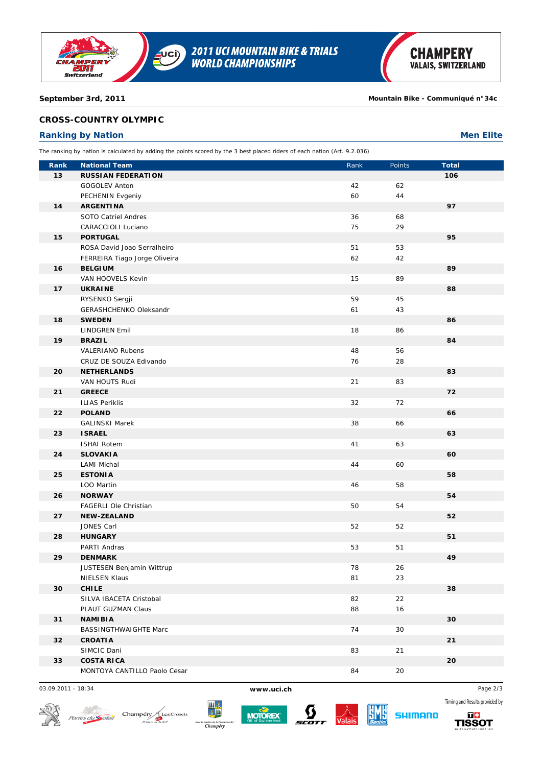**September 3rd, 2011** | **Mountain Bike - Communiqué n°34c**

## CROSS-COUNTRY OLYMPIC

### Ranking by Nation — Men Elite

The ranking by nation is calculated by adding the points scored by the 3 best placed riders of each nation (Art. 9.2.036)

| Rank | National Team | Rank | Points | Total |
|---|---|---|---|---|
| **13** | **RUSSIAN FEDERATION** | | | **106** |
| | GOGOLEV Anton | 42 | 62 | |
| | PECHENIN Evgeniy | 60 | 44 | |
| **14** | **ARGENTINA** | | | **97** |
| | SOTO Catriel Andres | 36 | 68 | |
| | CARACCIOLI Luciano | 75 | 29 | |
| **15** | **PORTUGAL** | | | **95** |
| | ROSA David Joao Serralheiro | 51 | 53 | |
| | FERREIRA Tiago Jorge Oliveira | 62 | 42 | |
| **16** | **BELGIUM** | | | **89** |
| | VAN HOOVELS Kevin | 15 | 89 | |
| **17** | **UKRAINE** | | | **88** |
| | RYSENKO Sergji | 59 | 45 | |
| | GERASHCHENKO Oleksandr | 61 | 43 | |
| **18** | **SWEDEN** | | | **86** |
| | LINDGREN Emil | 18 | 86 | |
| **19** | **BRAZIL** | | | **84** |
| | VALERIANO Rubens | 48 | 56 | |
| | CRUZ DE SOUZA Edivando | 76 | 28 | |
| **20** | **NETHERLANDS** | | | **83** |
| | VAN HOUTS Rudi | 21 | 83 | |
| **21** | **GREECE** | | | **72** |
| | ILIAS Periklis | 32 | 72 | |
| **22** | **POLAND** | | | **66** |
| | GALINSKI Marek | 38 | 66 | |
| **23** | **ISRAEL** | | | **63** |
| | ISHAI Rotem | 41 | 63 | |
| **24** | **SLOVAKIA** | | | **60** |
| | LAMI Michal | 44 | 60 | |
| **25** | **ESTONIA** | | | **58** |
| | LOO Martin | 46 | 58 | |
| **26** | **NORWAY** | | | **54** |
| | FAGERLI Ole Christian | 50 | 54 | |
| **27** | **NEW-ZEALAND** | | | **52** |
| | JONES Carl | 52 | 52 | |
| **28** | **HUNGARY** | | | **51** |
| | PARTI Andras | 53 | 51 | |
| **29** | **DENMARK** | | | **49** |
| | JUSTESEN Benjamin Wittrup | 78 | 26 | |
| | NIELSEN Klaus | 81 | 23 | |
| **30** | **CHILE** | | | **38** |
| | SILVA IBACETA Cristobal | 82 | 22 | |
| | PLAUT GUZMAN Claus | 88 | 16 | |
| **31** | **NAMIBIA** | | | **30** |
| | BASSINGTHWAIGHTE Marc | 74 | 30 | |
| **32** | **CROATIA** | | | **21** |
| | SIMCIC Dani | 83 | 21 | |
| **33** | **COSTA RICA** | | | **20** |
| | MONTOYA CANTILLO Paolo Cesar | 84 | 20 | |

03.09.2011 - 18:34 www.uci.ch

Timing and Results provided by TISSOT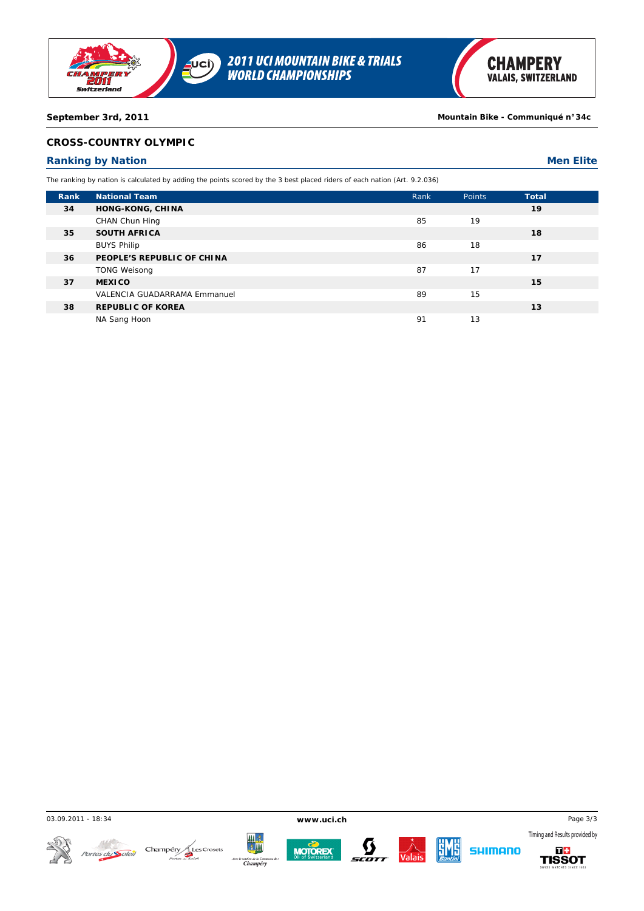September 3rd, 2011 — Mountain Bike - Communiqué n°34c

## CROSS-COUNTRY OLYMPIC

### Ranking by Nation — Men Elite

The ranking by nation is calculated by adding the points scored by the 3 best placed riders of each nation (Art. 9.2.036)

| Rank | National Team | Rank | Points | Total |
|---|---|---|---|---|
| **34** | **HONG-KONG, CHINA** | | | **19** |
| | CHAN Chun Hing | 85 | 19 | |
| **35** | **SOUTH AFRICA** | | | **18** |
| | BUYS Philip | 86 | 18 | |
| **36** | **PEOPLE'S REPUBLIC OF CHINA** | | | **17** |
| | TONG Weisong | 87 | 17 | |
| **37** | **MEXICO** | | | **15** |
| | VALENCIA GUADARRAMA Emmanuel | 89 | 15 | |
| **38** | **REPUBLIC OF KOREA** | | | **13** |
| | NA Sang Hoon | 91 | 13 | |

03.09.2011 - 18:34

www.uci.ch

Timing and Results provided by TISSOT